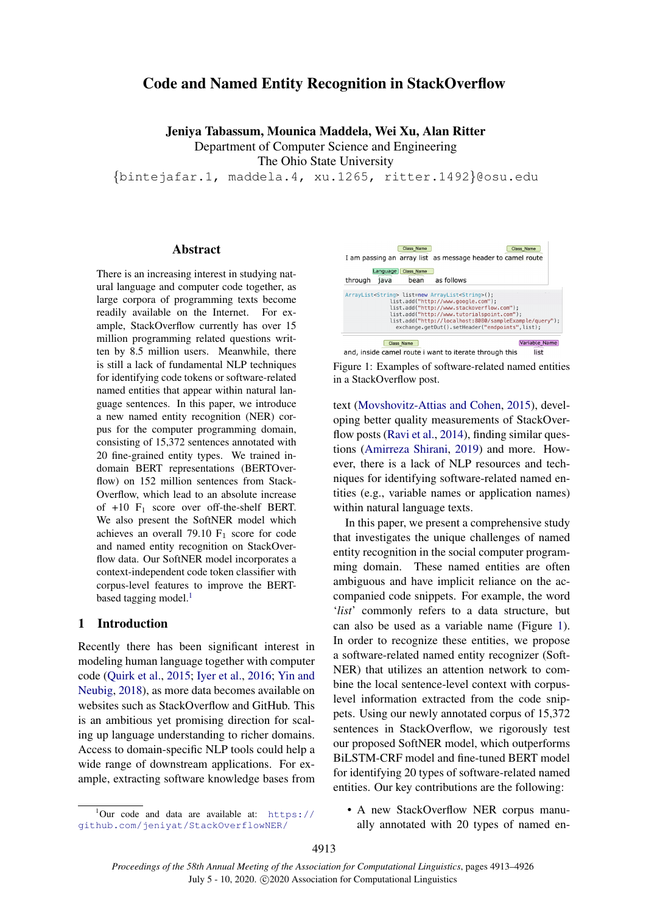# Code and Named Entity Recognition in StackOverflow

**Jeniya Tabassum, Mounica Maddela, Wei Xu, Alan Ritter**
Department of Computer Science and Engineering
The Ohio State University
{bintejafar.1, maddela.4, xu.1265, ritter.1492}@osu.edu

## Abstract

There is an increasing interest in studying natural language and computer code together, as large corpora of programming texts become readily available on the Internet. For example, StackOverflow currently has over 15 million programming related questions written by 8.5 million users. Meanwhile, there is still a lack of fundamental NLP techniques for identifying code tokens or software-related named entities that appear within natural language sentences. In this paper, we introduce a new named entity recognition (NER) corpus for the computer programming domain, consisting of 15,372 sentences annotated with 20 fine-grained entity types. We trained in-domain BERT representations (BERTOverflow) on 152 million sentences from StackOverflow, which lead to an absolute increase of +10 $F_1$ score over off-the-shelf BERT. We also present the SoftNER model which achieves an overall 79.10 $F_1$ score for code and named entity recognition on StackOverflow data. Our SoftNER model incorporates a context-independent code token classifier with corpus-level features to improve the BERT-based tagging model.[1]

## 1 Introduction

Recently there has been significant interest in modeling human language together with computer code (Quirk et al., 2015; Iyer et al., 2016; Yin and Neubig, 2018), as more data becomes available on websites such as StackOverflow and GitHub. This is an ambitious yet promising direction for scaling up language understanding to richer domains. Access to domain-specific NLP tools could help a wide range of downstream applications. For example, extracting software knowledge bases from text (Movshovitz-Attias and Cohen, 2015), developing better quality measurements of StackOverflow posts (Ravi et al., 2014), finding similar questions (Amirreza Shirani, 2019) and more. However, there is a lack of NLP resources and techniques for identifying software-related named entities (e.g., variable names or application names) within natural language texts.

[1]Our code and data are available at: https://github.com/jeniyat/StackOverflowNER/

```
I am passing an [array]Class_Name [list] as message header to camel [route]Class_Name
through [java]Language [bean]Class_Name as follows

ArrayList<String> list=new ArrayList<String>();
        list.add("http://www.google.com");
        list.add("http://www.stackoverflow.com");
        list.add("http://www.tutorialspoint.com");
        list.add("http://localhost:8080/sampleExample/query");
          exchange.getOut().setHeader("endpoints",list);

and, inside camel [route]Class_Name i want to iterate through this [list]Variable_Name
```

Figure 1: Examples of software-related named entities in a StackOverflow post.

In this paper, we present a comprehensive study that investigates the unique challenges of named entity recognition in the social computer programming domain. These named entities are often ambiguous and have implicit reliance on the accompanied code snippets. For example, the word '*list*' commonly refers to a data structure, but can also be used as a variable name (Figure 1). In order to recognize these entities, we propose a software-related named entity recognizer (SoftNER) that utilizes an attention network to combine the local sentence-level context with corpus-level information extracted from the code snippets. Using our newly annotated corpus of 15,372 sentences in StackOverflow, we rigorously test our proposed SoftNER model, which outperforms BiLSTM-CRF model and fine-tuned BERT model for identifying 20 types of software-related named entities. Our key contributions are the following:

- A new StackOverflow NER corpus manually annotated with 20 types of named en-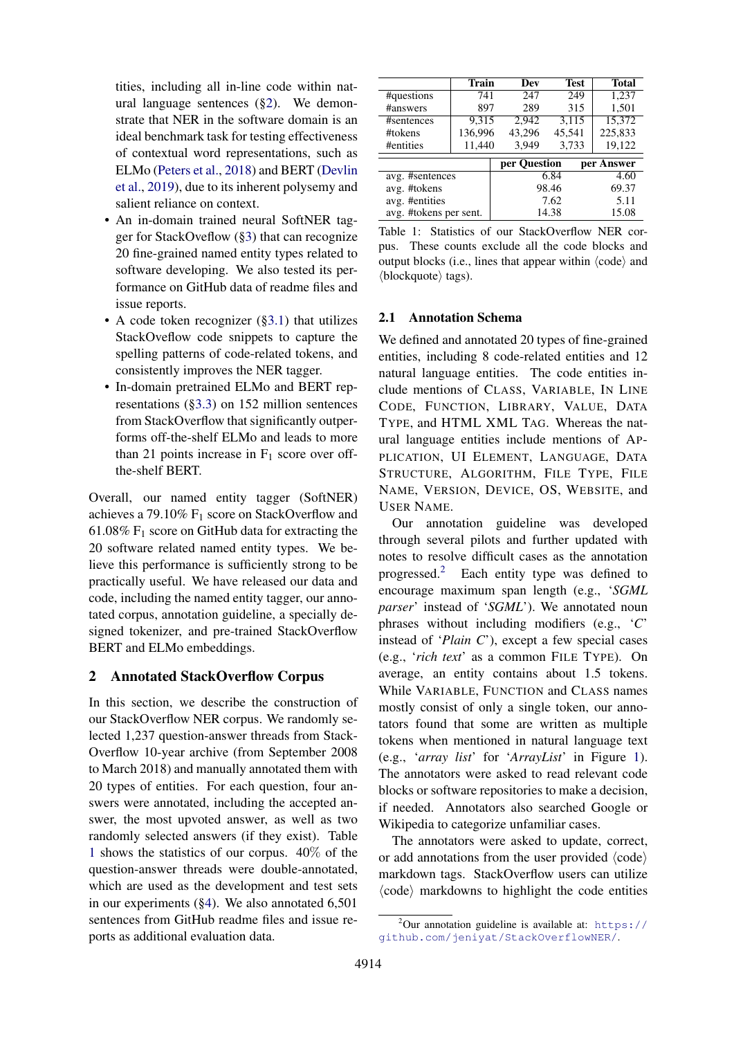tities, including all in-line code within natural language sentences (§2). We demonstrate that NER in the software domain is an ideal benchmark task for testing effectiveness of contextual word representations, such as ELMo (Peters et al., 2018) and BERT (Devlin et al., 2019), due to its inherent polysemy and salient reliance on context.

- An in-domain trained neural SoftNER tagger for StackOveflow (§3) that can recognize 20 fine-grained named entity types related to software developing. We also tested its performance on GitHub data of readme files and issue reports.
- A code token recognizer (§3.1) that utilizes StackOveflow code snippets to capture the spelling patterns of code-related tokens, and consistently improves the NER tagger.
- In-domain pretrained ELMo and BERT representations (§3.3) on 152 million sentences from StackOverflow that significantly outperforms off-the-shelf ELMo and leads to more than 21 points increase in $F_1$ score over off-the-shelf BERT.

Overall, our named entity tagger (SoftNER) achieves a 79.10% $F_1$ score on StackOverflow and 61.08% $F_1$ score on GitHub data for extracting the 20 software related named entity types. We believe this performance is sufficiently strong to be practically useful. We have released our data and code, including the named entity tagger, our annotated corpus, annotation guideline, a specially designed tokenizer, and pre-trained StackOverflow BERT and ELMo embeddings.

## 2 Annotated StackOverflow Corpus

In this section, we describe the construction of our StackOverflow NER corpus. We randomly selected 1,237 question-answer threads from StackOverflow 10-year archive (from September 2008 to March 2018) and manually annotated them with 20 types of entities. For each question, four answers were annotated, including the accepted answer, the most upvoted answer, as well as two randomly selected answers (if they exist). Table 1 shows the statistics of our corpus. 40% of the question-answer threads were double-annotated, which are used as the development and test sets in our experiments (§4). We also annotated 6,501 sentences from GitHub readme files and issue reports as additional evaluation data.

| | Train | Dev | Test | Total |
|---|---|---|---|---|
| #questions | 741 | 247 | 249 | 1,237 |
| #answers | 897 | 289 | 315 | 1,501 |
| #sentences | 9,315 | 2,942 | 3,115 | 15,372 |
| #tokens | 136,996 | 43,296 | 45,541 | 225,833 |
| #entities | 11,440 | 3,949 | 3,733 | 19,122 |

| | per Question | per Answer |
|---|---|---|
| avg. #sentences | 6.84 | 4.60 |
| avg. #tokens | 98.46 | 69.37 |
| avg. #entities | 7.62 | 5.11 |
| avg. #tokens per sent. | 14.38 | 15.08 |

Table 1: Statistics of our StackOverflow NER corpus. These counts exclude all the code blocks and output blocks (i.e., lines that appear within ⟨code⟩ and ⟨blockquote⟩ tags).

### 2.1 Annotation Schema

We defined and annotated 20 types of fine-grained entities, including 8 code-related entities and 12 natural language entities. The code entities include mentions of CLASS, VARIABLE, IN LINE CODE, FUNCTION, LIBRARY, VALUE, DATA TYPE, and HTML XML TAG. Whereas the natural language entities include mentions of APPLICATION, UI ELEMENT, LANGUAGE, DATA STRUCTURE, ALGORITHM, FILE TYPE, FILE NAME, VERSION, DEVICE, OS, WEBSITE, and USER NAME.

Our annotation guideline was developed through several pilots and further updated with notes to resolve difficult cases as the annotation progressed.[2] Each entity type was defined to encourage maximum span length (e.g., '*SGML parser*' instead of '*SGML*'). We annotated noun phrases without including modifiers (e.g., '*C*' instead of '*Plain C*'), except a few special cases (e.g., '*rich text*' as a common FILE TYPE). On average, an entity contains about 1.5 tokens. While VARIABLE, FUNCTION and CLASS names mostly consist of only a single token, our annotators found that some are written as multiple tokens when mentioned in natural language text (e.g., '*array list*' for '*ArrayList*' in Figure 1). The annotators were asked to read relevant code blocks or software repositories to make a decision, if needed. Annotators also searched Google or Wikipedia to categorize unfamiliar cases.

The annotators were asked to update, correct, or add annotations from the user provided ⟨code⟩ markdown tags. StackOverflow users can utilize ⟨code⟩ markdowns to highlight the code entities

[2]Our annotation guideline is available at: https://github.com/jeniyat/StackOverflowNER/.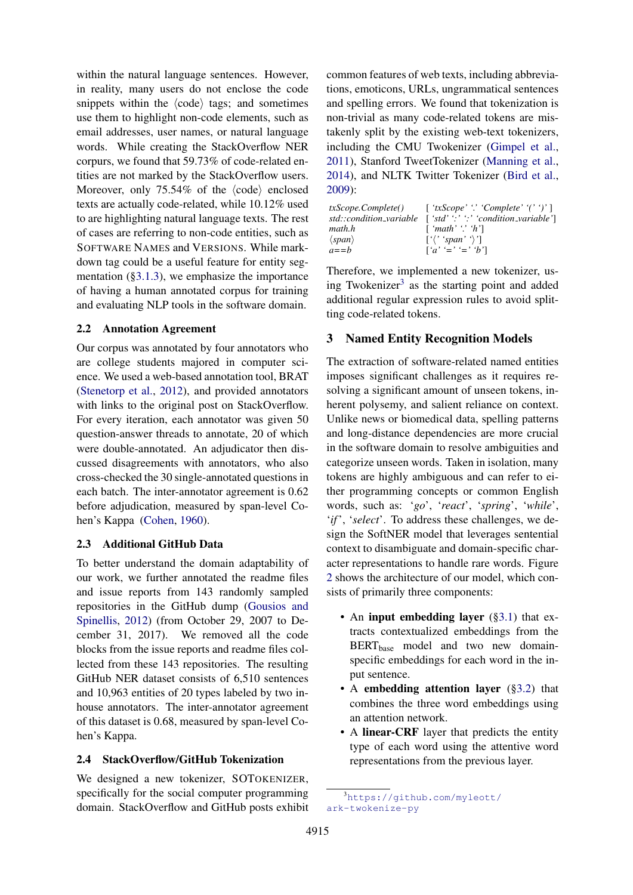within the natural language sentences. However, in reality, many users do not enclose the code snippets within the ⟨code⟩ tags; and sometimes use them to highlight non-code elements, such as email addresses, user names, or natural language words. While creating the StackOverflow NER corpus, we found that 59.73% of code-related entities are not marked by the StackOverflow users. Moreover, only 75.54% of the ⟨code⟩ enclosed texts are actually code-related, while 10.12% used to are highlighting natural language texts. The rest of cases are referring to non-code entities, such as SOFTWARE NAMES and VERSIONS. While markdown tag could be a useful feature for entity segmentation (§3.1.3), we emphasize the importance of having a human annotated corpus for training and evaluating NLP tools in the software domain.

## 2.2 Annotation Agreement

Our corpus was annotated by four annotators who are college students majored in computer science. We used a web-based annotation tool, BRAT (Stenetorp et al., 2012), and provided annotators with links to the original post on StackOverflow. For every iteration, each annotator was given 50 question-answer threads to annotate, 20 of which were double-annotated. An adjudicator then discussed disagreements with annotators, who also cross-checked the 30 single-annotated questions in each batch. The inter-annotator agreement is 0.62 before adjudication, measured by span-level Cohen's Kappa (Cohen, 1960).

## 2.3 Additional GitHub Data

To better understand the domain adaptability of our work, we further annotated the readme files and issue reports from 143 randomly sampled repositories in the GitHub dump (Gousios and Spinellis, 2012) (from October 29, 2007 to December 31, 2017). We removed all the code blocks from the issue reports and readme files collected from these 143 repositories. The resulting GitHub NER dataset consists of 6,510 sentences and 10,963 entities of 20 types labeled by two in-house annotators. The inter-annotator agreement of this dataset is 0.68, measured by span-level Cohen's Kappa.

## 2.4 StackOverflow/GitHub Tokenization

We designed a new tokenizer, SOTOKENIZER, specifically for the social computer programming domain. StackOverflow and GitHub posts exhibit common features of web texts, including abbreviations, emoticons, URLs, ungrammatical sentences and spelling errors. We found that tokenization is non-trivial as many code-related tokens are mistakenly split by the existing web-text tokenizers, including the CMU Twokenizer (Gimpel et al., 2011), Stanford TweetTokenizer (Manning et al., 2014), and NLTK Twitter Tokenizer (Bird et al., 2009):

| | |
|---|---|
| *txScope.Complete()* | [ *'txScope' '.' 'Complete' '(' ')'* ] |
| *std::condition_variable* | [ *'std' ':' ':' 'condition_variable'* ] |
| *math.h* | [ *'math' '.' 'h'* ] |
| *⟨span⟩* | [ *'⟨' 'span' '⟩'* ] |
| *a==b* | [ *'a' '=' '=' 'b'* ] |

Therefore, we implemented a new tokenizer, using Twokenizer[3] as the starting point and added additional regular expression rules to avoid splitting code-related tokens.

# 3 Named Entity Recognition Models

The extraction of software-related named entities imposes significant challenges as it requires resolving a significant amount of unseen tokens, inherent polysemy, and salient reliance on context. Unlike news or biomedical data, spelling patterns and long-distance dependencies are more crucial in the software domain to resolve ambiguities and categorize unseen words. Taken in isolation, many tokens are highly ambiguous and can refer to either programming concepts or common English words, such as: '*go*', '*react*', '*spring*', '*while*', '*if*', '*select*'. To address these challenges, we design the SoftNER model that leverages sentential context to disambiguate and domain-specific character representations to handle rare words. Figure 2 shows the architecture of our model, which consists of primarily three components:

- An **input embedding layer** (§3.1) that extracts contextualized embeddings from the $\text{BERT}_{\text{base}}$ model and two new domain-specific embeddings for each word in the input sentence.
- A **embedding attention layer** (§3.2) that combines the three word embeddings using an attention network.
- A **linear-CRF** layer that predicts the entity type of each word using the attentive word representations from the previous layer.

[3] https://github.com/myleott/ark-twokenize-py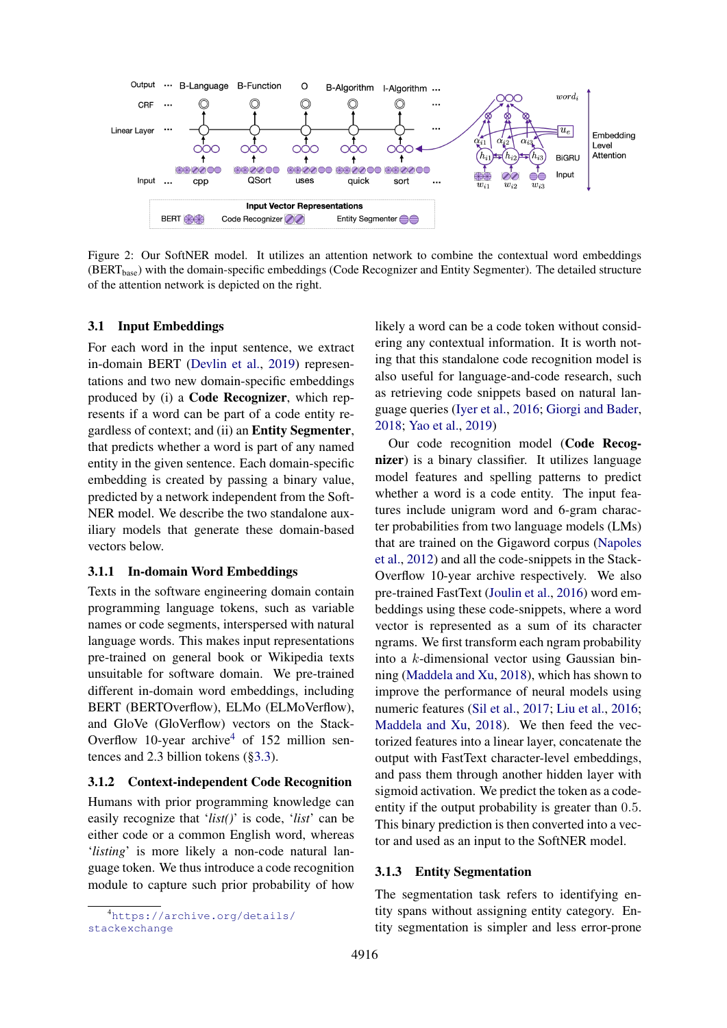Figure 2: Our SoftNER model. It utilizes an attention network to combine the contextual word embeddings ($\text{BERT}_{\text{base}}$) with the domain-specific embeddings (Code Recognizer and Entity Segmenter). The detailed structure of the attention network is depicted on the right.

### 3.1 Input Embeddings

For each word in the input sentence, we extract in-domain BERT (Devlin et al., 2019) representations and two new domain-specific embeddings produced by (i) a **Code Recognizer**, which represents if a word can be part of a code entity regardless of context; and (ii) an **Entity Segmenter**, that predicts whether a word is part of any named entity in the given sentence. Each domain-specific embedding is created by passing a binary value, predicted by a network independent from the SoftNER model. We describe the two standalone auxiliary models that generate these domain-based vectors below.

#### 3.1.1 In-domain Word Embeddings

Texts in the software engineering domain contain programming language tokens, such as variable names or code segments, interspersed with natural language words. This makes input representations pre-trained on general book or Wikipedia texts unsuitable for software domain. We pre-trained different in-domain word embeddings, including BERT (BERTOverflow), ELMo (ELMoVerflow), and GloVe (GloVerflow) vectors on the StackOverflow 10-year archive[4] of 152 million sentences and 2.3 billion tokens (§3.3).

#### 3.1.2 Context-independent Code Recognition

Humans with prior programming knowledge can easily recognize that '*list()*' is code, '*list*' can be either code or a common English word, whereas '*listing*' is more likely a non-code natural language token. We thus introduce a code recognition module to capture such prior probability of how likely a word can be a code token without considering any contextual information. It is worth noting that this standalone code recognition model is also useful for language-and-code research, such as retrieving code snippets based on natural language queries (Iyer et al., 2016; Giorgi and Bader, 2018; Yao et al., 2019)

Our code recognition model (**Code Recognizer**) is a binary classifier. It utilizes language model features and spelling patterns to predict whether a word is a code entity. The input features include unigram word and 6-gram character probabilities from two language models (LMs) that are trained on the Gigaword corpus (Napoles et al., 2012) and all the code-snippets in the StackOverflow 10-year archive respectively. We also pre-trained FastText (Joulin et al., 2016) word embeddings using these code-snippets, where a word vector is represented as a sum of its character ngrams. We first transform each ngram probability into a $k$-dimensional vector using Gaussian binning (Maddela and Xu, 2018), which has shown to improve the performance of neural models using numeric features (Sil et al., 2017; Liu et al., 2016; Maddela and Xu, 2018). We then feed the vectorized features into a linear layer, concatenate the output with FastText character-level embeddings, and pass them through another hidden layer with sigmoid activation. We predict the token as a code-entity if the output probability is greater than 0.5. This binary prediction is then converted into a vector and used as an input to the SoftNER model.

#### 3.1.3 Entity Segmentation

The segmentation task refers to identifying entity spans without assigning entity category. Entity segmentation is simpler and less error-prone

[4] https://archive.org/details/stackexchange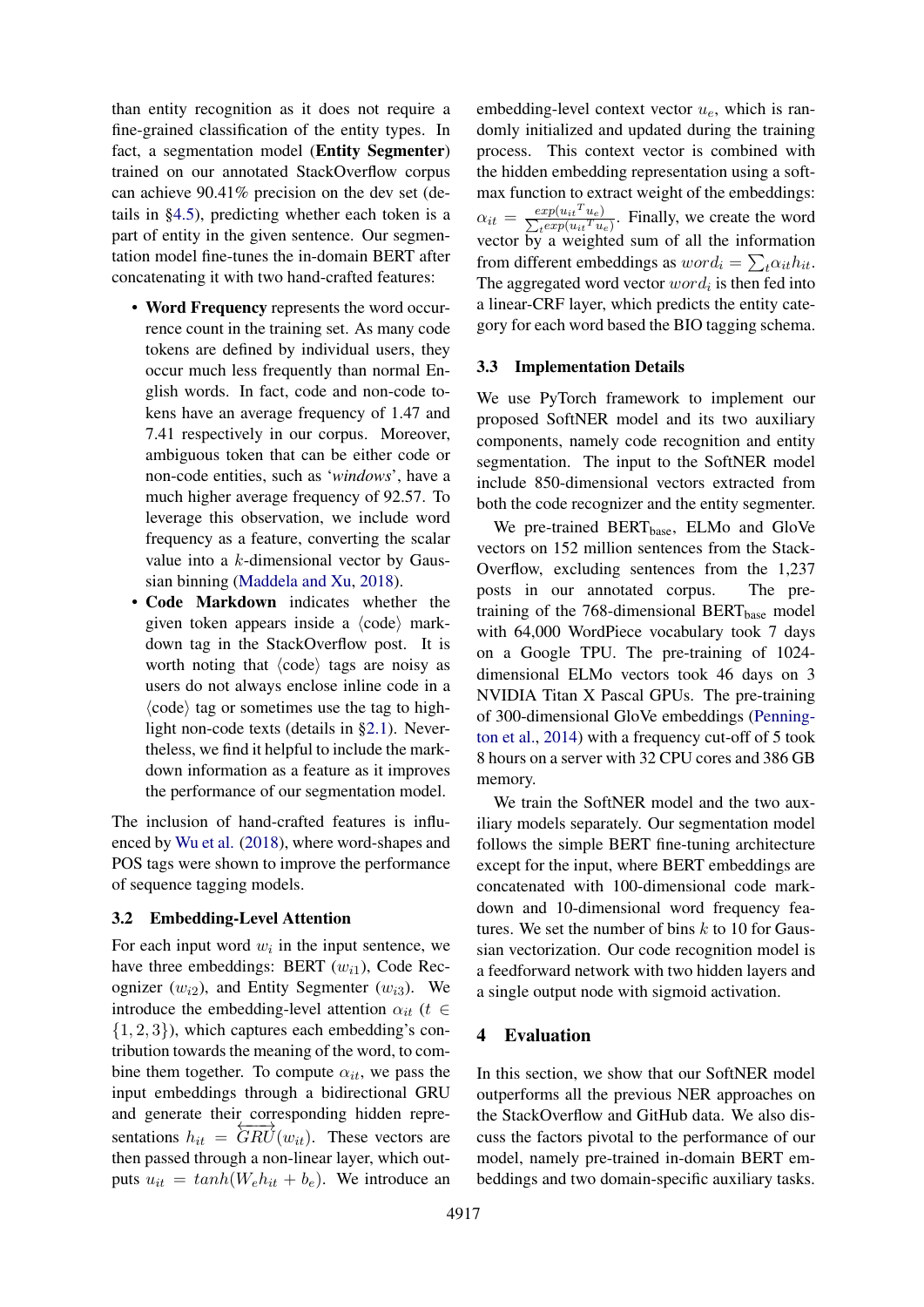than entity recognition as it does not require a fine-grained classification of the entity types. In fact, a segmentation model (**Entity Segmenter**) trained on our annotated StackOverflow corpus can achieve 90.41% precision on the dev set (details in §4.5), predicting whether each token is a part of entity in the given sentence. Our segmentation model fine-tunes the in-domain BERT after concatenating it with two hand-crafted features:

- **Word Frequency** represents the word occurrence count in the training set. As many code tokens are defined by individual users, they occur much less frequently than normal English words. In fact, code and non-code tokens have an average frequency of 1.47 and 7.41 respectively in our corpus. Moreover, ambiguous token that can be either code or non-code entities, such as '*windows*', have a much higher average frequency of 92.57. To leverage this observation, we include word frequency as a feature, converting the scalar value into a $k$-dimensional vector by Gaussian binning (Maddela and Xu, 2018).
- **Code Markdown** indicates whether the given token appears inside a ⟨code⟩ markdown tag in the StackOverflow post. It is worth noting that ⟨code⟩ tags are noisy as users do not always enclose inline code in a ⟨code⟩ tag or sometimes use the tag to highlight non-code texts (details in §2.1). Nevertheless, we find it helpful to include the markdown information as a feature as it improves the performance of our segmentation model.

The inclusion of hand-crafted features is influenced by Wu et al. (2018), where word-shapes and POS tags were shown to improve the performance of sequence tagging models.

### 3.2 Embedding-Level Attention

For each input word $w_i$ in the input sentence, we have three embeddings: BERT ($w_{i1}$), Code Recognizer ($w_{i2}$), and Entity Segmenter ($w_{i3}$). We introduce the embedding-level attention $\alpha_{it}$ ($t \in \{1, 2, 3\}$), which captures each embedding's contribution towards the meaning of the word, to combine them together. To compute $\alpha_{it}$, we pass the input embeddings through a bidirectional GRU and generate their corresponding hidden representations $h_{it} = \overleftrightarrow{GRU}(w_{it})$. These vectors are then passed through a non-linear layer, which outputs $u_{it} = tanh(W_e h_{it} + b_e)$. We introduce an embedding-level context vector $u_e$, which is randomly initialized and updated during the training process. This context vector is combined with the hidden embedding representation using a softmax function to extract weight of the embeddings: $\alpha_{it} = \frac{exp(u_{it}{}^T u_e)}{\sum_t exp(u_{it}{}^T u_e)}$. Finally, we create the word vector by a weighted sum of all the information from different embeddings as $word_i = \sum_t \alpha_{it} h_{it}$. The aggregated word vector $word_i$ is then fed into a linear-CRF layer, which predicts the entity category for each word based the BIO tagging schema.

### 3.3 Implementation Details

We use PyTorch framework to implement our proposed SoftNER model and its two auxiliary components, namely code recognition and entity segmentation. The input to the SoftNER model include 850-dimensional vectors extracted from both the code recognizer and the entity segmenter.

We pre-trained $\text{BERT}_{\text{base}}$, ELMo and GloVe vectors on 152 million sentences from the StackOverflow, excluding sentences from the 1,237 posts in our annotated corpus. The pre-training of the 768-dimensional $\text{BERT}_{\text{base}}$ model with 64,000 WordPiece vocabulary took 7 days on a Google TPU. The pre-training of 1024-dimensional ELMo vectors took 46 days on 3 NVIDIA Titan X Pascal GPUs. The pre-training of 300-dimensional GloVe embeddings (Pennington et al., 2014) with a frequency cut-off of 5 took 8 hours on a server with 32 CPU cores and 386 GB memory.

We train the SoftNER model and the two auxiliary models separately. Our segmentation model follows the simple BERT fine-tuning architecture except for the input, where BERT embeddings are concatenated with 100-dimensional code markdown and 10-dimensional word frequency features. We set the number of bins $k$ to 10 for Gaussian vectorization. Our code recognition model is a feedforward network with two hidden layers and a single output node with sigmoid activation.

## 4 Evaluation

In this section, we show that our SoftNER model outperforms all the previous NER approaches on the StackOverflow and GitHub data. We also discuss the factors pivotal to the performance of our model, namely pre-trained in-domain BERT embeddings and two domain-specific auxiliary tasks.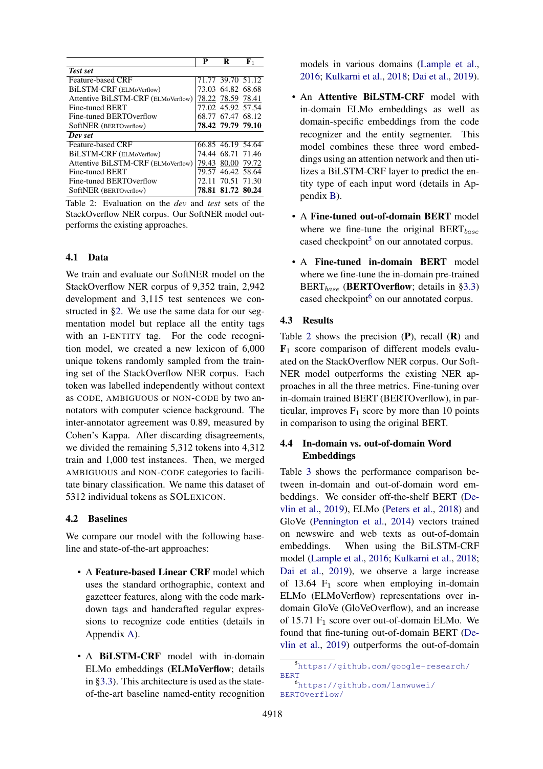|  | P | R | $F_1$ |
|---|---|---|---|
| ***Test set*** |  |  |  |
| Feature-based CRF | 71.77 | 39.70 | 51.12 |
| BiLSTM-CRF (ELMoVerflow) | 73.03 | 64.82 | 68.68 |
| Attentive BiLSTM-CRF (ELMoVerflow) | 78.22 | 78.59 | 78.41 |
| Fine-tuned BERT | 77.02 | 45.92 | 57.54 |
| Fine-tuned BERTOverflow | 68.77 | 67.47 | 68.12 |
| SoftNER (BERTOverflow) | **78.42** | **79.79** | **79.10** |
| ***Dev set*** |  |  |  |
| Feature-based CRF | 66.85 | 46.19 | 54.64 |
| BiLSTM-CRF (ELMoVerflow) | 74.44 | 68.71 | 71.46 |
| Attentive BiLSTM-CRF (ELMoVerflow) | 79.43 | 80.00 | 79.72 |
| Fine-tuned BERT | 79.57 | 46.42 | 58.64 |
| Fine-tuned BERTOverflow | 72.11 | 70.51 | 71.30 |
| SoftNER (BERToverflow) | **78.81** | **81.72** | **80.24** |

Table 2: Evaluation on the *dev* and *test* sets of the StackOverflow NER corpus. Our SoftNER model outperforms the existing approaches.

### 4.1 Data

We train and evaluate our SoftNER model on the StackOverflow NER corpus of 9,352 train, 2,942 development and 3,115 test sentences we constructed in §2. We use the same data for our segmentation model but replace all the entity tags with an I-ENTITY tag. For the code recognition model, we created a new lexicon of 6,000 unique tokens randomly sampled from the training set of the StackOverflow NER corpus. Each token was labelled independently without context as CODE, AMBIGUOUS or NON-CODE by two annotators with computer science background. The inter-annotator agreement was 0.89, measured by Cohen's Kappa. After discarding disagreements, we divided the remaining 5,312 tokens into 4,312 train and 1,000 test instances. Then, we merged AMBIGUOUS and NON-CODE categories to facilitate binary classification. We name this dataset of 5312 individual tokens as SOLEXICON.

### 4.2 Baselines

We compare our model with the following baseline and state-of-the-art approaches:

- A **Feature-based Linear CRF** model which uses the standard orthographic, context and gazetteer features, along with the code markdown tags and handcrafted regular expressions to recognize code entities (details in Appendix A).
- A **BiLSTM-CRF** model with in-domain ELMo embeddings (**ELMoVerflow**; details in §3.3). This architecture is used as the state-of-the-art baseline named-entity recognition models in various domains (Lample et al., 2016; Kulkarni et al., 2018; Dai et al., 2019).
- An **Attentive BiLSTM-CRF** model with in-domain ELMo embeddings as well as domain-specific embeddings from the code recognizer and the entity segmenter. This model combines these three word embeddings using an attention network and then utilizes a BiLSTM-CRF layer to predict the entity type of each input word (details in Appendix B).
- A **Fine-tuned out-of-domain BERT** model where we fine-tune the original $\text{BERT}_{base}$ cased checkpoint[5] on our annotated corpus.
- A **Fine-tuned in-domain BERT** model where we fine-tune the in-domain pre-trained $\text{BERT}_{base}$ (**BERTOverflow**; details in §3.3) cased checkpoint[6] on our annotated corpus.

### 4.3 Results

Table 2 shows the precision (**P**), recall (**R**) and $\mathbf{F}_1$ score comparison of different models evaluated on the StackOverflow NER corpus. Our SoftNER model outperforms the existing NER approaches in all the three metrics. Fine-tuning over in-domain trained BERT (BERTOverflow), in particular, improves $F_1$ score by more than 10 points in comparison to using the original BERT.

### 4.4 In-domain vs. out-of-domain Word Embeddings

Table 3 shows the performance comparison between in-domain and out-of-domain word embeddings. We consider off-the-shelf BERT (Devlin et al., 2019), ELMo (Peters et al., 2018) and GloVe (Pennington et al., 2014) vectors trained on newswire and web texts as out-of-domain embeddings. When using the BiLSTM-CRF model (Lample et al., 2016; Kulkarni et al., 2018; Dai et al., 2019), we observe a large increase of 13.64 $F_1$ score when employing in-domain ELMo (ELMoVerflow) representations over in-domain GloVe (GloVeOverflow), and an increase of 15.71 $F_1$ score over out-of-domain ELMo. We found that fine-tuning out-of-domain BERT (Devlin et al., 2019) outperforms the out-of-domain

[5] https://github.com/google-research/BERT

[6] https://github.com/lanwuwei/BERTOverflow/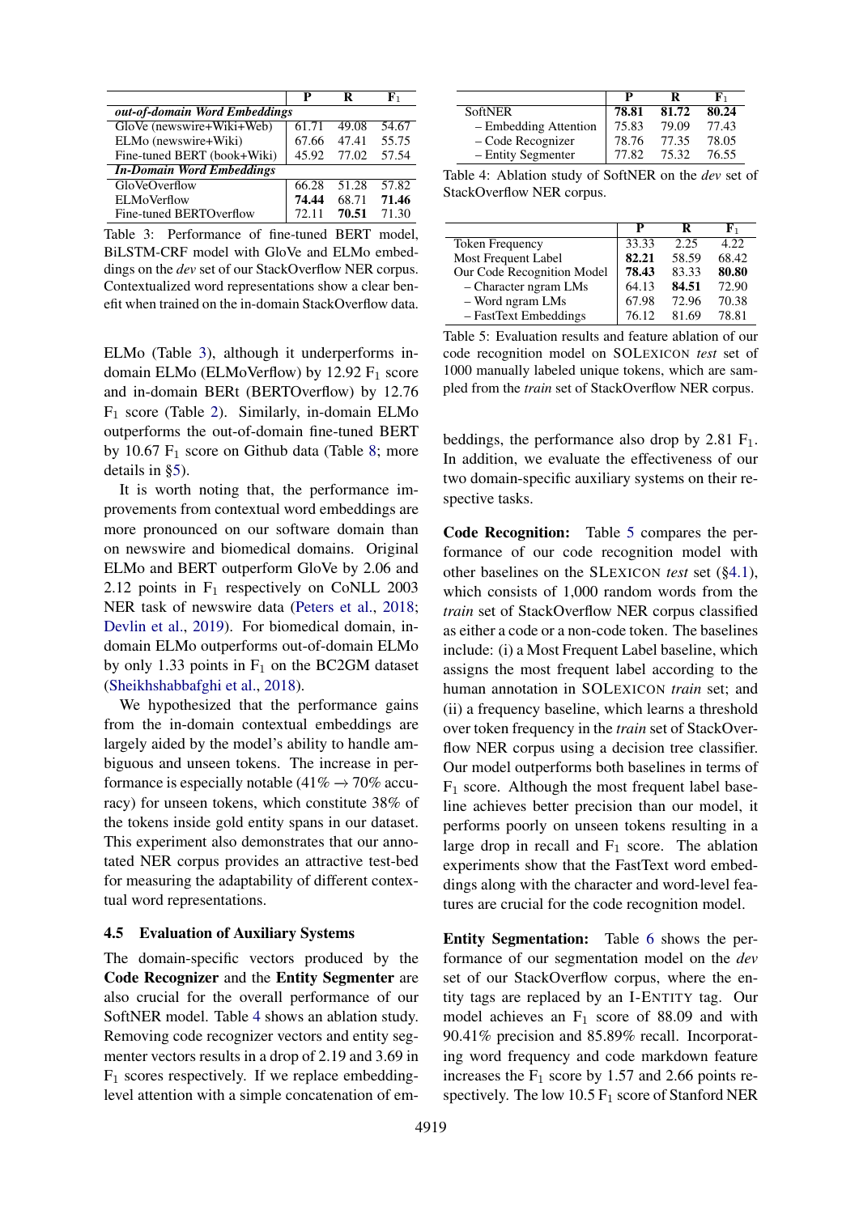| | P | R | $F_1$ |
|---|---|---|---|
| ***out-of-domain Word Embeddings*** | | | |
| GloVe (newswire+Wiki+Web) | 61.71 | 49.08 | 54.67 |
| ELMo (newswire+Wiki) | 67.66 | 47.41 | 55.75 |
| Fine-tuned BERT (book+Wiki) | 45.92 | 77.02 | 57.54 |
| ***In-Domain Word Embeddings*** | | | |
| GloVeOverflow | 66.28 | 51.28 | 57.82 |
| ELMoVerflow | **74.44** | 68.71 | **71.46** |
| Fine-tuned BERTOverflow | 72.11 | **70.51** | 71.30 |

Table 3: Performance of fine-tuned BERT model, BiLSTM-CRF model with GloVe and ELMo embeddings on the *dev* set of our StackOverflow NER corpus. Contextualized word representations show a clear benefit when trained on the in-domain StackOverflow data.

ELMo (Table 3), although it underperforms in-domain ELMo (ELMoVerflow) by 12.92 $F_1$ score and in-domain BERt (BERTOverflow) by 12.76 $F_1$ score (Table 2). Similarly, in-domain ELMo outperforms the out-of-domain fine-tuned BERT by 10.67 $F_1$ score on Github data (Table 8; more details in §5).

It is worth noting that, the performance improvements from contextual word embeddings are more pronounced on our software domain than on newswire and biomedical domains. Original ELMo and BERT outperform GloVe by 2.06 and 2.12 points in $F_1$ respectively on CoNLL 2003 NER task of newswire data (Peters et al., 2018; Devlin et al., 2019). For biomedical domain, in-domain ELMo outperforms out-of-domain ELMo by only 1.33 points in $F_1$ on the BC2GM dataset (Sheikhshabbafghi et al., 2018).

We hypothesized that the performance gains from the in-domain contextual embeddings are largely aided by the model's ability to handle ambiguous and unseen tokens. The increase in performance is especially notable (41% $\rightarrow$ 70% accuracy) for unseen tokens, which constitute 38% of the tokens inside gold entity spans in our dataset. This experiment also demonstrates that our annotated NER corpus provides an attractive test-bed for measuring the adaptability of different contextual word representations.

### 4.5 Evaluation of Auxiliary Systems

The domain-specific vectors produced by the **Code Recognizer** and the **Entity Segmenter** are also crucial for the overall performance of our SoftNER model. Table 4 shows an ablation study. Removing code recognizer vectors and entity segmenter vectors results in a drop of 2.19 and 3.69 in $F_1$ scores respectively. If we replace embedding-level attention with a simple concatenation of embeddings, the performance also drop by 2.81 $F_1$. In addition, we evaluate the effectiveness of our two domain-specific auxiliary systems on their respective tasks.

| | P | R | $F_1$ |
|---|---|---|---|
| SoftNER | **78.81** | **81.72** | **80.24** |
| – Embedding Attention | 75.83 | 79.09 | 77.43 |
| – Code Recognizer | 78.76 | 77.35 | 78.05 |
| – Entity Segmenter | 77.82 | 75.32 | 76.55 |

Table 4: Ablation study of SoftNER on the *dev* set of StackOverflow NER corpus.

| | P | R | $F_1$ |
|---|---|---|---|
| Token Frequency | 33.33 | 2.25 | 4.22 |
| Most Frequent Label | **82.21** | 58.59 | 68.42 |
| Our Code Recognition Model | **78.43** | 83.33 | **80.80** |
| – Character ngram LMs | 64.13 | **84.51** | 72.90 |
| – Word ngram LMs | 67.98 | 72.96 | 70.38 |
| – FastText Embeddings | 76.12 | 81.69 | 78.81 |

Table 5: Evaluation results and feature ablation of our code recognition model on SOLEXICON *test* set of 1000 manually labeled unique tokens, which are sampled from the *train* set of StackOverflow NER corpus.

**Code Recognition:** Table 5 compares the performance of our code recognition model with other baselines on the SLEXICON *test* set (§4.1), which consists of 1,000 random words from the *train* set of StackOverflow NER corpus classified as either a code or a non-code token. The baselines include: (i) a Most Frequent Label baseline, which assigns the most frequent label according to the human annotation in SOLEXICON *train* set; and (ii) a frequency baseline, which learns a threshold over token frequency in the *train* set of StackOverflow NER corpus using a decision tree classifier. Our model outperforms both baselines in terms of $F_1$ score. Although the most frequent label baseline achieves better precision than our model, it performs poorly on unseen tokens resulting in a large drop in recall and $F_1$ score. The ablation experiments show that the FastText word embeddings along with the character and word-level features are crucial for the code recognition model.

**Entity Segmentation:** Table 6 shows the performance of our segmentation model on the *dev* set of our StackOverflow corpus, where the entity tags are replaced by an I-ENTITY tag. Our model achieves an $F_1$ score of 88.09 and with 90.41% precision and 85.89% recall. Incorporating word frequency and code markdown feature increases the $F_1$ score by 1.57 and 2.66 points respectively. The low 10.5 $F_1$ score of Stanford NER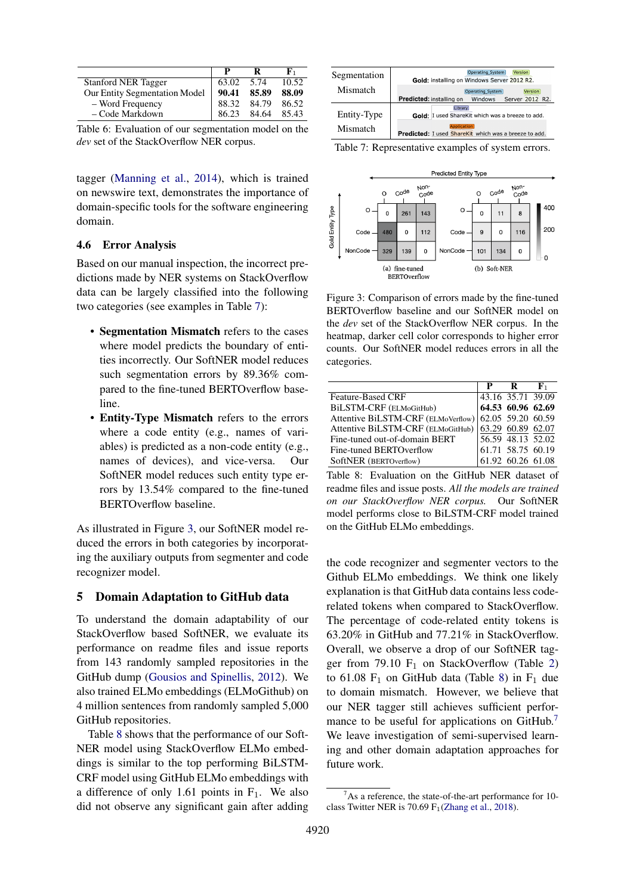| | P | R | $F_1$ |
|---|---|---|---|
| Stanford NER Tagger | 63.02 | 5.74 | 10.52 |
| Our Entity Segmentation Model | **90.41** | **85.89** | **88.09** |
| – Word Frequency | 88.32 | 84.79 | 86.52 |
| – Code Markdown | 86.23 | 84.64 | 85.43 |

Table 6: Evaluation of our segmentation model on the *dev* set of the StackOverflow NER corpus.

tagger (Manning et al., 2014), which is trained on newswire text, demonstrates the importance of domain-specific tools for the software engineering domain.

### 4.6 Error Analysis

Based on our manual inspection, the incorrect predictions made by NER systems on StackOverflow data can be largely classified into the following two categories (see examples in Table 7):

- **Segmentation Mismatch** refers to the cases where model predicts the boundary of entities incorrectly. Our SoftNER model reduces such segmentation errors by 89.36% compared to the fine-tuned BERTOverflow baseline.
- **Entity-Type Mismatch** refers to the errors where a code entity (e.g., names of variables) is predicted as a non-code entity (e.g., names of devices), and vice-versa. Our SoftNER model reduces such entity type errors by 13.54% compared to the fine-tuned BERTOverflow baseline.

As illustrated in Figure 3, our SoftNER model reduced the errors in both categories by incorporating the auxiliary outputs from segmenter and code recognizer model.

| | |
|---|---|
| Segmentation Mismatch | **Gold:** installing on [Windows Server 2012]Operating_System [R2]Version. **Predicted:** installing on [Windows Server]Operating_System [2012 R2]Version. |
| Entity-Type Mismatch | **Gold:** I used [ShareKit]Library which was a breeze to add. **Predicted:** I used [ShareKit]Application which was a breeze to add. |

Table 7: Representative examples of system errors.

(a) fine-tuned BERTOverflow

| Gold \ Predicted | O | Code | Non-Code |
|---|---|---|---|
| O | 0 | 261 | 143 |
| Code | 480 | 0 | 112 |
| NonCode | 329 | 139 | 0 |

(b) Soft-NER

| Gold \ Predicted | O | Code | Non-Code |
|---|---|---|---|
| O | 0 | 11 | 8 |
| Code | 9 | 0 | 116 |
| NonCode | 101 | 134 | 0 |

Figure 3: Comparison of errors made by the fine-tuned BERTOverflow baseline and our SoftNER model on the *dev* set of the StackOverflow NER corpus. In the heatmap, darker cell color corresponds to higher error counts. Our SoftNER model reduces errors in all the categories.

## 5 Domain Adaptation to GitHub data

To understand the domain adaptability of our StackOverflow based SoftNER, we evaluate its performance on readme files and issue reports from 143 randomly sampled repositories in the GitHub dump (Gousios and Spinellis, 2012). We also trained ELMo embeddings (ELMoGithub) on 4 million sentences from randomly sampled 5,000 GitHub repositories.

Table 8 shows that the performance of our SoftNER model using StackOverflow ELMo embeddings is similar to the top performing BiLSTM-CRF model using GitHub ELMo embeddings with a difference of only 1.61 points in $F_1$. We also did not observe any significant gain after adding the code recognizer and segmenter vectors to the Github ELMo embeddings. We think one likely explanation is that GitHub data contains less code-related tokens when compared to StackOverflow. The percentage of code-related entity tokens is 63.20% in GitHub and 77.21% in StackOverflow. Overall, we observe a drop of our SoftNER tagger from 79.10 $F_1$ on StackOverflow (Table 2) to 61.08 $F_1$ on GitHub data (Table 8) in $F_1$ due to domain mismatch. However, we believe that our NER tagger still achieves sufficient performance to be useful for applications on GitHub.[7] We leave investigation of semi-supervised learning and other domain adaptation approaches for future work.

| | P | R | $F_1$ |
|---|---|---|---|
| Feature-Based CRF | 43.16 | 35.71 | 39.09 |
| BiLSTM-CRF (ELMoGitHub) | **64.53** | **60.96** | **62.69** |
| Attentive BiLSTM-CRF (ELMoVerflow) | 62.05 | 59.20 | 60.59 |
| Attentive BiLSTM-CRF (ELMoGitHub) | <u>63.29</u> | <u>60.89</u> | <u>62.07</u> |
| Fine-tuned out-of-domain BERT | 56.59 | 48.13 | 52.02 |
| Fine-tuned BERTOverflow | 61.71 | 58.75 | 60.19 |
| SoftNER (BERTOverflow) | 61.92 | 60.26 | 61.08 |

Table 8: Evaluation on the GitHub NER dataset of readme files and issue posts. *All the models are trained on our StackOverflow NER corpus.* Our SoftNER model performs close to BiLSTM-CRF model trained on the GitHub ELMo embeddings.

[7] As a reference, the state-of-the-art performance for 10-class Twitter NER is 70.69 $F_1$ (Zhang et al., 2018).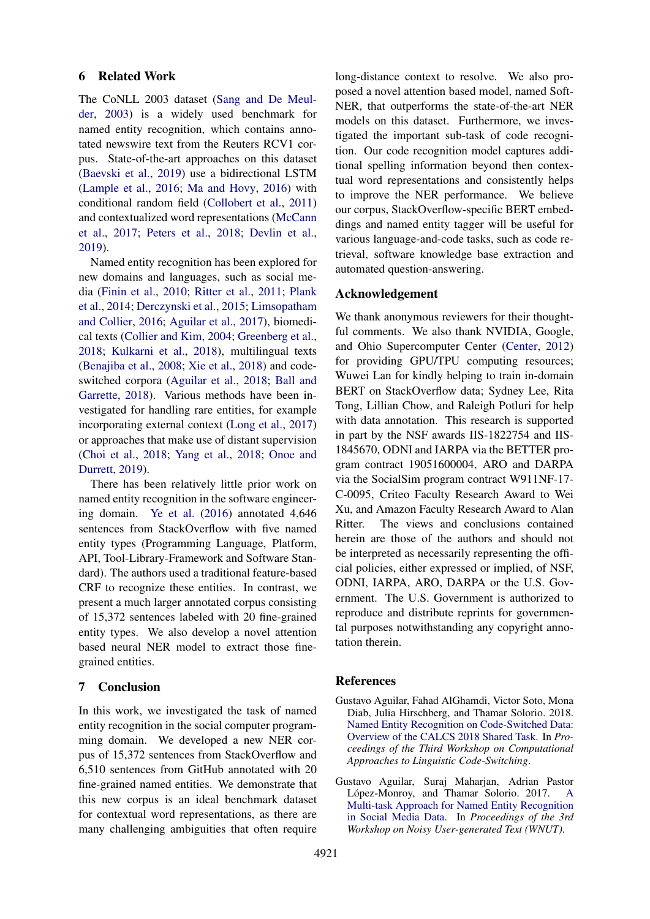## 6 Related Work

The CoNLL 2003 dataset (Sang and De Meulder, 2003) is a widely used benchmark for named entity recognition, which contains annotated newswire text from the Reuters RCV1 corpus. State-of-the-art approaches on this dataset (Baevski et al., 2019) use a bidirectional LSTM (Lample et al., 2016; Ma and Hovy, 2016) with conditional random field (Collobert et al., 2011) and contextualized word representations (McCann et al., 2017; Peters et al., 2018; Devlin et al., 2019).

Named entity recognition has been explored for new domains and languages, such as social media (Finin et al., 2010; Ritter et al., 2011; Plank et al., 2014; Derczynski et al., 2015; Limsopatham and Collier, 2016; Aguilar et al., 2017), biomedical texts (Collier and Kim, 2004; Greenberg et al., 2018; Kulkarni et al., 2018), multilingual texts (Benajiba et al., 2008; Xie et al., 2018) and code-switched corpora (Aguilar et al., 2018; Ball and Garrette, 2018). Various methods have been investigated for handling rare entities, for example incorporating external context (Long et al., 2017) or approaches that make use of distant supervision (Choi et al., 2018; Yang et al., 2018; Onoe and Durrett, 2019).

There has been relatively little prior work on named entity recognition in the software engineering domain. Ye et al. (2016) annotated 4,646 sentences from StackOverflow with five named entity types (Programming Language, Platform, API, Tool-Library-Framework and Software Standard). The authors used a traditional feature-based CRF to recognize these entities. In contrast, we present a much larger annotated corpus consisting of 15,372 sentences labeled with 20 fine-grained entity types. We also develop a novel attention based neural NER model to extract those fine-grained entities.

## 7 Conclusion

In this work, we investigated the task of named entity recognition in the social computer programming domain. We developed a new NER corpus of 15,372 sentences from StackOverflow and 6,510 sentences from GitHub annotated with 20 fine-grained named entities. We demonstrate that this new corpus is an ideal benchmark dataset for contextual word representations, as there are many challenging ambiguities that often require long-distance context to resolve. We also proposed a novel attention based model, named SoftNER, that outperforms the state-of-the-art NER models on this dataset. Furthermore, we investigated the important sub-task of code recognition. Our code recognition model captures additional spelling information beyond then contextual word representations and consistently helps to improve the NER performance. We believe our corpus, StackOverflow-specific BERT embeddings and named entity tagger will be useful for various language-and-code tasks, such as code retrieval, software knowledge base extraction and automated question-answering.

## Acknowledgement

We thank anonymous reviewers for their thoughtful comments. We also thank NVIDIA, Google, and Ohio Supercomputer Center (Center, 2012) for providing GPU/TPU computing resources; Wuwei Lan for kindly helping to train in-domain BERT on StackOverflow data; Sydney Lee, Rita Tong, Lillian Chow, and Raleigh Potluri for help with data annotation. This research is supported in part by the NSF awards IIS-1822754 and IIS-1845670, ODNI and IARPA via the BETTER program contract 19051600004, ARO and DARPA via the SocialSim program contract W911NF-17-C-0095, Criteo Faculty Research Award to Wei Xu, and Amazon Faculty Research Award to Alan Ritter. The views and conclusions contained herein are those of the authors and should not be interpreted as necessarily representing the official policies, either expressed or implied, of NSF, ODNI, IARPA, ARO, DARPA or the U.S. Government. The U.S. Government is authorized to reproduce and distribute reprints for governmental purposes notwithstanding any copyright annotation therein.

## References

Gustavo Aguilar, Fahad AlGhamdi, Victor Soto, Mona Diab, Julia Hirschberg, and Thamar Solorio. 2018. Named Entity Recognition on Code-Switched Data: Overview of the CALCS 2018 Shared Task. In *Proceedings of the Third Workshop on Computational Approaches to Linguistic Code-Switching*.

Gustavo Aguilar, Suraj Maharjan, Adrian Pastor López-Monroy, and Thamar Solorio. 2017. A Multi-task Approach for Named Entity Recognition in Social Media Data. In *Proceedings of the 3rd Workshop on Noisy User-generated Text (WNUT)*.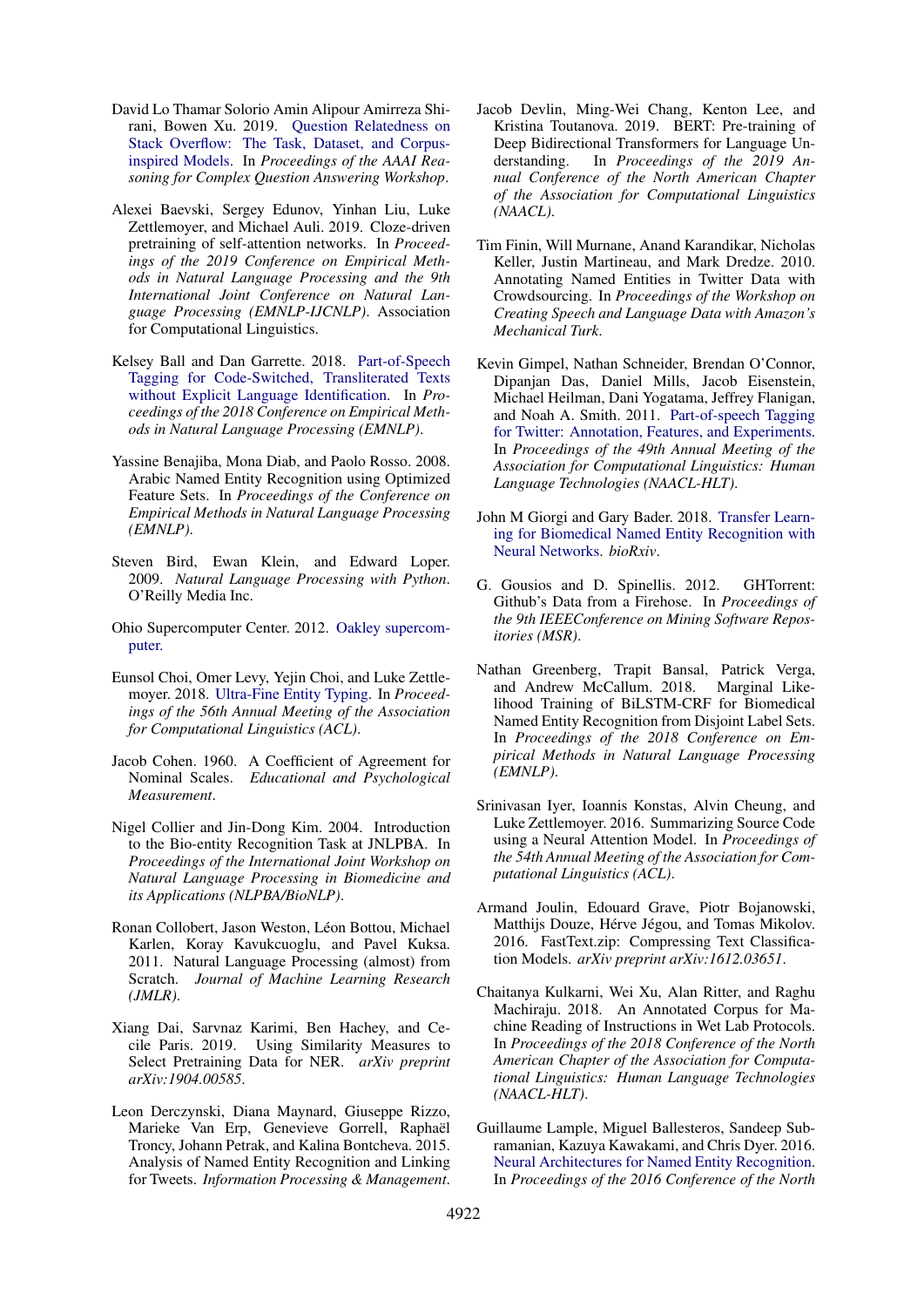David Lo Thamar Solorio Amin Alipour Amirreza Shirani, Bowen Xu. 2019. Question Relatedness on Stack Overflow: The Task, Dataset, and Corpus-inspired Models. In *Proceedings of the AAAI Reasoning for Complex Question Answering Workshop*.

Alexei Baevski, Sergey Edunov, Yinhan Liu, Luke Zettlemoyer, and Michael Auli. 2019. Cloze-driven pretraining of self-attention networks. In *Proceedings of the 2019 Conference on Empirical Methods in Natural Language Processing and the 9th International Joint Conference on Natural Language Processing (EMNLP-IJCNLP)*. Association for Computational Linguistics.

Kelsey Ball and Dan Garrette. 2018. Part-of-Speech Tagging for Code-Switched, Transliterated Texts without Explicit Language Identification. In *Proceedings of the 2018 Conference on Empirical Methods in Natural Language Processing (EMNLP)*.

Yassine Benajiba, Mona Diab, and Paolo Rosso. 2008. Arabic Named Entity Recognition using Optimized Feature Sets. In *Proceedings of the Conference on Empirical Methods in Natural Language Processing (EMNLP)*.

Steven Bird, Ewan Klein, and Edward Loper. 2009. *Natural Language Processing with Python*. O'Reilly Media Inc.

Ohio Supercomputer Center. 2012. Oakley supercomputer.

Eunsol Choi, Omer Levy, Yejin Choi, and Luke Zettlemoyer. 2018. Ultra-Fine Entity Typing. In *Proceedings of the 56th Annual Meeting of the Association for Computational Linguistics (ACL)*.

Jacob Cohen. 1960. A Coefficient of Agreement for Nominal Scales. *Educational and Psychological Measurement*.

Nigel Collier and Jin-Dong Kim. 2004. Introduction to the Bio-entity Recognition Task at JNLPBA. In *Proceedings of the International Joint Workshop on Natural Language Processing in Biomedicine and its Applications (NLPBA/BioNLP)*.

Ronan Collobert, Jason Weston, Léon Bottou, Michael Karlen, Koray Kavukcuoglu, and Pavel Kuksa. 2011. Natural Language Processing (almost) from Scratch. *Journal of Machine Learning Research (JMLR)*.

Xiang Dai, Sarvnaz Karimi, Ben Hachey, and Cecile Paris. 2019. Using Similarity Measures to Select Pretraining Data for NER. *arXiv preprint arXiv:1904.00585*.

Leon Derczynski, Diana Maynard, Giuseppe Rizzo, Marieke Van Erp, Genevieve Gorrell, Raphaël Troncy, Johann Petrak, and Kalina Bontcheva. 2015. Analysis of Named Entity Recognition and Linking for Tweets. *Information Processing & Management*.

Jacob Devlin, Ming-Wei Chang, Kenton Lee, and Kristina Toutanova. 2019. BERT: Pre-training of Deep Bidirectional Transformers for Language Understanding. In *Proceedings of the 2019 Annual Conference of the North American Chapter of the Association for Computational Linguistics (NAACL)*.

Tim Finin, Will Murnane, Anand Karandikar, Nicholas Keller, Justin Martineau, and Mark Dredze. 2010. Annotating Named Entities in Twitter Data with Crowdsourcing. In *Proceedings of the Workshop on Creating Speech and Language Data with Amazon's Mechanical Turk*.

Kevin Gimpel, Nathan Schneider, Brendan O'Connor, Dipanjan Das, Daniel Mills, Jacob Eisenstein, Michael Heilman, Dani Yogatama, Jeffrey Flanigan, and Noah A. Smith. 2011. Part-of-speech Tagging for Twitter: Annotation, Features, and Experiments. In *Proceedings of the 49th Annual Meeting of the Association for Computational Linguistics: Human Language Technologies (NAACL-HLT)*.

John M Giorgi and Gary Bader. 2018. Transfer Learning for Biomedical Named Entity Recognition with Neural Networks. *bioRxiv*.

G. Gousios and D. Spinellis. 2012. GHTorrent: Github's Data from a Firehose. In *Proceedings of the 9th IEEEConference on Mining Software Repositories (MSR)*.

Nathan Greenberg, Trapit Bansal, Patrick Verga, and Andrew McCallum. 2018. Marginal Likelihood Training of BiLSTM-CRF for Biomedical Named Entity Recognition from Disjoint Label Sets. In *Proceedings of the 2018 Conference on Empirical Methods in Natural Language Processing (EMNLP)*.

Srinivasan Iyer, Ioannis Konstas, Alvin Cheung, and Luke Zettlemoyer. 2016. Summarizing Source Code using a Neural Attention Model. In *Proceedings of the 54th Annual Meeting of the Association for Computational Linguistics (ACL)*.

Armand Joulin, Edouard Grave, Piotr Bojanowski, Matthijs Douze, Hérve Jégou, and Tomas Mikolov. 2016. FastText.zip: Compressing Text Classification Models. *arXiv preprint arXiv:1612.03651*.

Chaitanya Kulkarni, Wei Xu, Alan Ritter, and Raghu Machiraju. 2018. An Annotated Corpus for Machine Reading of Instructions in Wet Lab Protocols. In *Proceedings of the 2018 Conference of the North American Chapter of the Association for Computational Linguistics: Human Language Technologies (NAACL-HLT)*.

Guillaume Lample, Miguel Ballesteros, Sandeep Subramanian, Kazuya Kawakami, and Chris Dyer. 2016. Neural Architectures for Named Entity Recognition. In *Proceedings of the 2016 Conference of the North*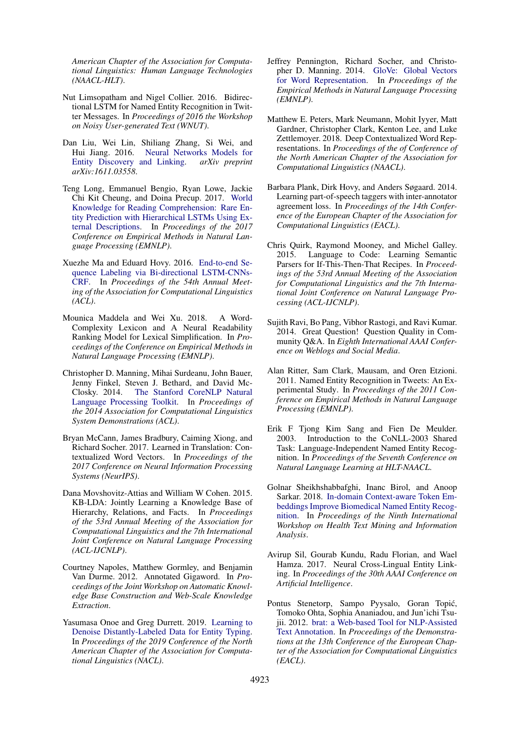American Chapter of the Association for Computational Linguistics: Human Language Technologies (NAACL-HLT).

Nut Limsopatham and Nigel Collier. 2016. Bidirectional LSTM for Named Entity Recognition in Twitter Messages. In *Proceedings of 2016 the Workshop on Noisy User-generated Text (WNUT)*.

Dan Liu, Wei Lin, Shiliang Zhang, Si Wei, and Hui Jiang. 2016. Neural Networks Models for Entity Discovery and Linking. *arXiv preprint arXiv:1611.03558*.

Teng Long, Emmanuel Bengio, Ryan Lowe, Jackie Chi Kit Cheung, and Doina Precup. 2017. World Knowledge for Reading Comprehension: Rare Entity Prediction with Hierarchical LSTMs Using External Descriptions. In *Proceedings of the 2017 Conference on Empirical Methods in Natural Language Processing (EMNLP)*.

Xuezhe Ma and Eduard Hovy. 2016. End-to-end Sequence Labeling via Bi-directional LSTM-CNNs-CRF. In *Proceedings of the 54th Annual Meeting of the Association for Computational Linguistics (ACL)*.

Mounica Maddela and Wei Xu. 2018. A Word-Complexity Lexicon and A Neural Readability Ranking Model for Lexical Simplification. In *Proceedings of the Conference on Empirical Methods in Natural Language Processing (EMNLP)*.

Christopher D. Manning, Mihai Surdeanu, John Bauer, Jenny Finkel, Steven J. Bethard, and David McClosky. 2014. The Stanford CoreNLP Natural Language Processing Toolkit. In *Proceedings of the 2014 Association for Computational Linguistics System Demonstrations (ACL)*.

Bryan McCann, James Bradbury, Caiming Xiong, and Richard Socher. 2017. Learned in Translation: Contextualized Word Vectors. In *Proceedings of the 2017 Conference on Neural Information Processing Systems (NeurIPS)*.

Dana Movshovitz-Attias and William W Cohen. 2015. KB-LDA: Jointly Learning a Knowledge Base of Hierarchy, Relations, and Facts. In *Proceedings of the 53rd Annual Meeting of the Association for Computational Linguistics and the 7th International Joint Conference on Natural Language Processing (ACL-IJCNLP)*.

Courtney Napoles, Matthew Gormley, and Benjamin Van Durme. 2012. Annotated Gigaword. In *Proceedings of the Joint Workshop on Automatic Knowledge Base Construction and Web-Scale Knowledge Extraction*.

Yasumasa Onoe and Greg Durrett. 2019. Learning to Denoise Distantly-Labeled Data for Entity Typing. In *Proceedings of the 2019 Conference of the North American Chapter of the Association for Computational Linguistics (NACL)*.

Jeffrey Pennington, Richard Socher, and Christopher D. Manning. 2014. GloVe: Global Vectors for Word Representation. In *Proceedings of the Empirical Methods in Natural Language Processing (EMNLP)*.

Matthew E. Peters, Mark Neumann, Mohit Iyyer, Matt Gardner, Christopher Clark, Kenton Lee, and Luke Zettlemoyer. 2018. Deep Contextualized Word Representations. In *Proceedings of the of Conference of the North American Chapter of the Association for Computational Linguistics (NAACL)*.

Barbara Plank, Dirk Hovy, and Anders Søgaard. 2014. Learning part-of-speech taggers with inter-annotator agreement loss. In *Proceedings of the 14th Conference of the European Chapter of the Association for Computational Linguistics (EACL)*.

Chris Quirk, Raymond Mooney, and Michel Galley. 2015. Language to Code: Learning Semantic Parsers for If-This-Then-That Recipes. In *Proceedings of the 53rd Annual Meeting of the Association for Computational Linguistics and the 7th International Joint Conference on Natural Language Processing (ACL-IJCNLP)*.

Sujith Ravi, Bo Pang, Vibhor Rastogi, and Ravi Kumar. 2014. Great Question! Question Quality in Community Q&A. In *Eighth International AAAI Conference on Weblogs and Social Media*.

Alan Ritter, Sam Clark, Mausam, and Oren Etzioni. 2011. Named Entity Recognition in Tweets: An Experimental Study. In *Proceedings of the 2011 Conference on Empirical Methods in Natural Language Processing (EMNLP)*.

Erik F Tjong Kim Sang and Fien De Meulder. 2003. Introduction to the CoNLL-2003 Shared Task: Language-Independent Named Entity Recognition. In *Proceedings of the Seventh Conference on Natural Language Learning at HLT-NAACL*.

Golnar Sheikhshabbafghi, Inanc Birol, and Anoop Sarkar. 2018. In-domain Context-aware Token Embeddings Improve Biomedical Named Entity Recognition. In *Proceedings of the Ninth International Workshop on Health Text Mining and Information Analysis*.

Avirup Sil, Gourab Kundu, Radu Florian, and Wael Hamza. 2017. Neural Cross-Lingual Entity Linking. In *Proceedings of the 30th AAAI Conference on Artificial Intelligence*.

Pontus Stenetorp, Sampo Pyysalo, Goran Topić, Tomoko Ohta, Sophia Ananiadou, and Jun'ichi Tsujii. 2012. brat: a Web-based Tool for NLP-Assisted Text Annotation. In *Proceedings of the Demonstrations at the 13th Conference of the European Chapter of the Association for Computational Linguistics (EACL)*.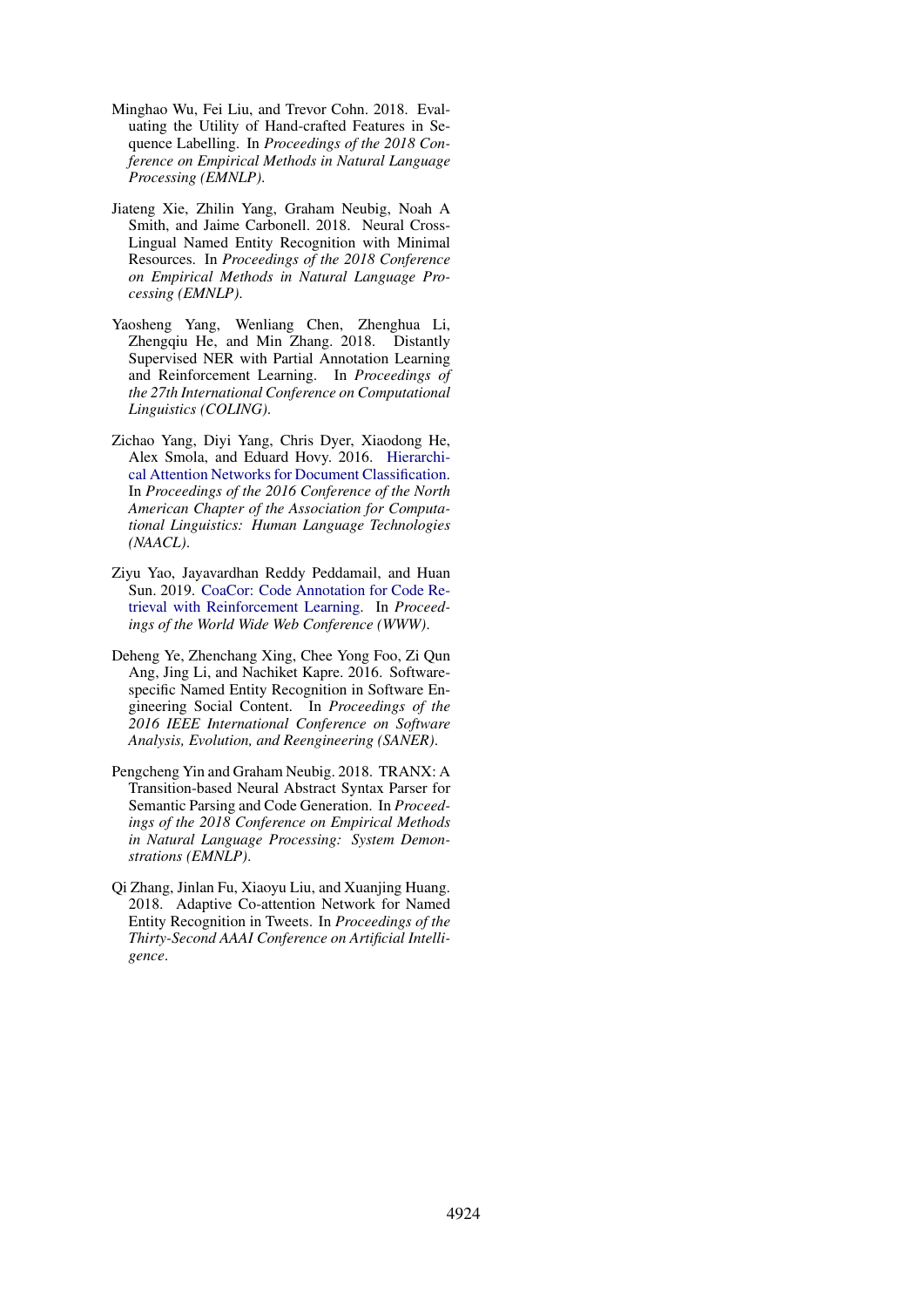Minghao Wu, Fei Liu, and Trevor Cohn. 2018. Evaluating the Utility of Hand-crafted Features in Sequence Labelling. In *Proceedings of the 2018 Conference on Empirical Methods in Natural Language Processing (EMNLP)*.

Jiateng Xie, Zhilin Yang, Graham Neubig, Noah A Smith, and Jaime Carbonell. 2018. Neural Cross-Lingual Named Entity Recognition with Minimal Resources. In *Proceedings of the 2018 Conference on Empirical Methods in Natural Language Processing (EMNLP)*.

Yaosheng Yang, Wenliang Chen, Zhenghua Li, Zhengqiu He, and Min Zhang. 2018. Distantly Supervised NER with Partial Annotation Learning and Reinforcement Learning. In *Proceedings of the 27th International Conference on Computational Linguistics (COLING)*.

Zichao Yang, Diyi Yang, Chris Dyer, Xiaodong He, Alex Smola, and Eduard Hovy. 2016. Hierarchical Attention Networks for Document Classification. In *Proceedings of the 2016 Conference of the North American Chapter of the Association for Computational Linguistics: Human Language Technologies (NAACL)*.

Ziyu Yao, Jayavardhan Reddy Peddamail, and Huan Sun. 2019. CoaCor: Code Annotation for Code Retrieval with Reinforcement Learning. In *Proceedings of the World Wide Web Conference (WWW)*.

Deheng Ye, Zhenchang Xing, Chee Yong Foo, Zi Qun Ang, Jing Li, and Nachiket Kapre. 2016. Software-specific Named Entity Recognition in Software Engineering Social Content. In *Proceedings of the 2016 IEEE International Conference on Software Analysis, Evolution, and Reengineering (SANER)*.

Pengcheng Yin and Graham Neubig. 2018. TRANX: A Transition-based Neural Abstract Syntax Parser for Semantic Parsing and Code Generation. In *Proceedings of the 2018 Conference on Empirical Methods in Natural Language Processing: System Demonstrations (EMNLP)*.

Qi Zhang, Jinlan Fu, Xiaoyu Liu, and Xuanjing Huang. 2018. Adaptive Co-attention Network for Named Entity Recognition in Tweets. In *Proceedings of the Thirty-Second AAAI Conference on Artificial Intelligence*.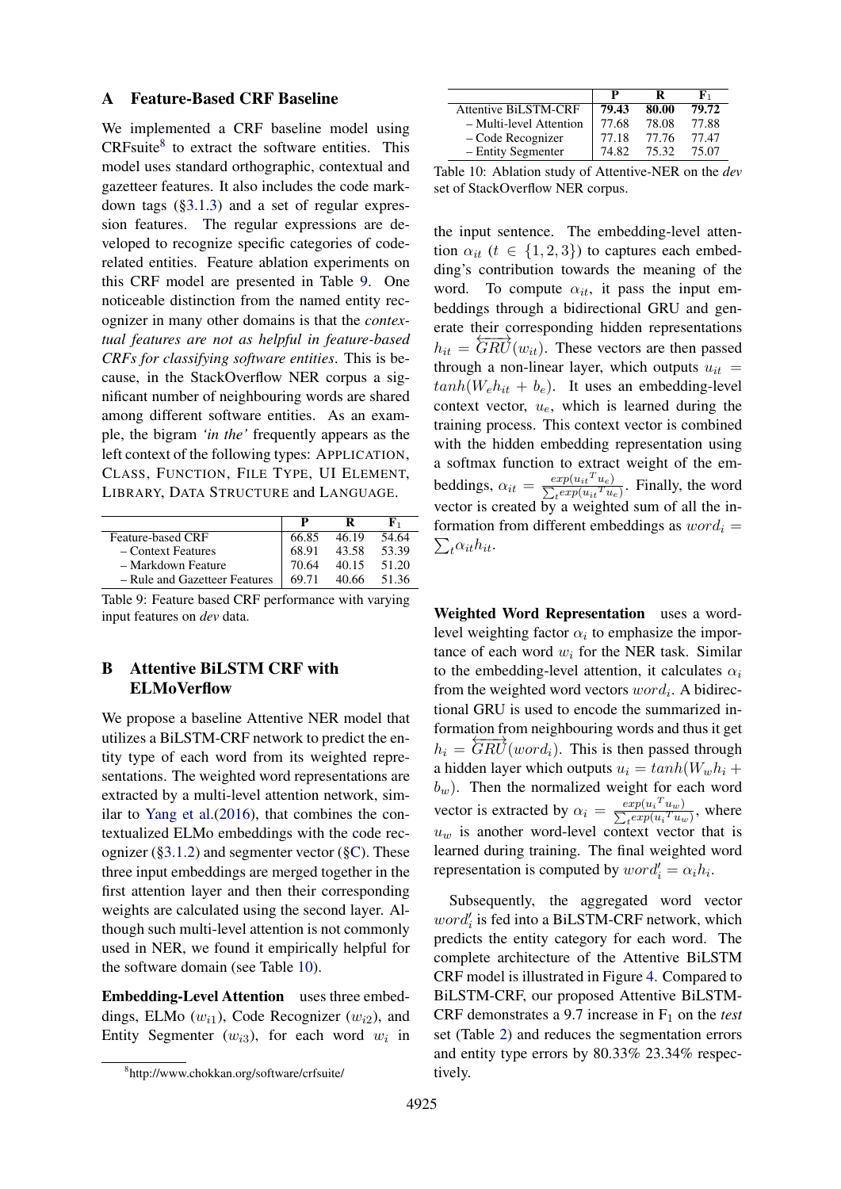## A Feature-Based CRF Baseline

We implemented a CRF baseline model using CRFsuite[8] to extract the software entities. This model uses standard orthographic, contextual and gazetteer features. It also includes the code markdown tags (§3.1.3) and a set of regular expression features. The regular expressions are developed to recognize specific categories of code-related entities. Feature ablation experiments on this CRF model are presented in Table 9. One noticeable distinction from the named entity recognizer in many other domains is that the *contextual features are not as helpful in feature-based CRFs for classifying software entities*. This is because, in the StackOverflow NER corpus a significant number of neighbouring words are shared among different software entities. As an example, the bigram *'in the'* frequently appears as the left context of the following types: APPLICATION, CLASS, FUNCTION, FILE TYPE, UI ELEMENT, LIBRARY, DATA STRUCTURE and LANGUAGE.

| | P | R | $F_1$ |
|---|---|---|---|
| Feature-based CRF | 66.85 | 46.19 | 54.64 |
| – Context Features | 68.91 | 43.58 | 53.39 |
| – Markdown Feature | 70.64 | 40.15 | 51.20 |
| – Rule and Gazetteer Features | 69.71 | 40.66 | 51.36 |

Table 9: Feature based CRF performance with varying input features on *dev* data.

## B Attentive BiLSTM CRF with ELMoVerflow

We propose a baseline Attentive NER model that utilizes a BiLSTM-CRF network to predict the entity type of each word from its weighted representations. The weighted word representations are extracted by a multi-level attention network, similar to Yang et al.(2016), that combines the contextualized ELMo embeddings with the code recognizer (§3.1.2) and segmenter vector (§C). These three input embeddings are merged together in the first attention layer and then their corresponding weights are calculated using the second layer. Although such multi-level attention is not commonly used in NER, we found it empirically helpful for the software domain (see Table 10).

**Embedding-Level Attention** uses three embeddings, ELMo ($w_{i1}$), Code Recognizer ($w_{i2}$), and Entity Segmenter ($w_{i3}$), for each word $w_i$ in the input sentence. The embedding-level attention $\alpha_{it}$ ($t \in \{1, 2, 3\}$) to captures each embedding's contribution towards the meaning of the word. To compute $\alpha_{it}$, it pass the input embeddings through a bidirectional GRU and generate their corresponding hidden representations $h_{it} = \overleftrightarrow{GRU}(w_{it})$. These vectors are then passed through a non-linear layer, which outputs $u_{it} = tanh(W_e h_{it} + b_e)$. It uses an embedding-level context vector, $u_e$, which is learned during the training process. This context vector is combined with the hidden embedding representation using a softmax function to extract weight of the embeddings, $\alpha_{it} = \frac{exp(u_{it}{}^T u_e)}{\sum_t exp(u_{it}{}^T u_e)}$. Finally, the word vector is created by a weighted sum of all the information from different embeddings as $word_i = \sum_t \alpha_{it} h_{it}$.

| | P | R | $F_1$ |
|---|---|---|---|
| Attentive BiLSTM-CRF | **79.43** | **80.00** | **79.72** |
| – Multi-level Attention | 77.68 | 78.08 | 77.88 |
| – Code Recognizer | 77.18 | 77.76 | 77.47 |
| – Entity Segmenter | 74.82 | 75.32 | 75.07 |

Table 10: Ablation study of Attentive-NER on the *dev* set of StackOverflow NER corpus.

**Weighted Word Representation** uses a word-level weighting factor $\alpha_i$ to emphasize the importance of each word $w_i$ for the NER task. Similar to the embedding-level attention, it calculates $\alpha_i$ from the weighted word vectors $word_i$. A bidirectional GRU is used to encode the summarized information from neighbouring words and thus it get $h_i = \overleftrightarrow{GRU}(word_i)$. This is then passed through a hidden layer which outputs $u_i = tanh(W_w h_i + b_w)$. Then the normalized weight for each word vector is extracted by $\alpha_i = \frac{exp(u_i{}^T u_w)}{\sum_t exp(u_i{}^T u_w)}$, where $u_w$ is another word-level context vector that is learned during training. The final weighted word representation is computed by $word'_i = \alpha_i h_i$.

Subsequently, the aggregated word vector $word'_i$ is fed into a BiLSTM-CRF network, which predicts the entity category for each word. The complete architecture of the Attentive BiLSTM CRF model is illustrated in Figure 4. Compared to BiLSTM-CRF, our proposed Attentive BiLSTM-CRF demonstrates a 9.7 increase in $F_1$ on the *test* set (Table 2) and reduces the segmentation errors and entity type errors by 80.33% 23.34% respectively.

[8] http://www.chokkan.org/software/crfsuite/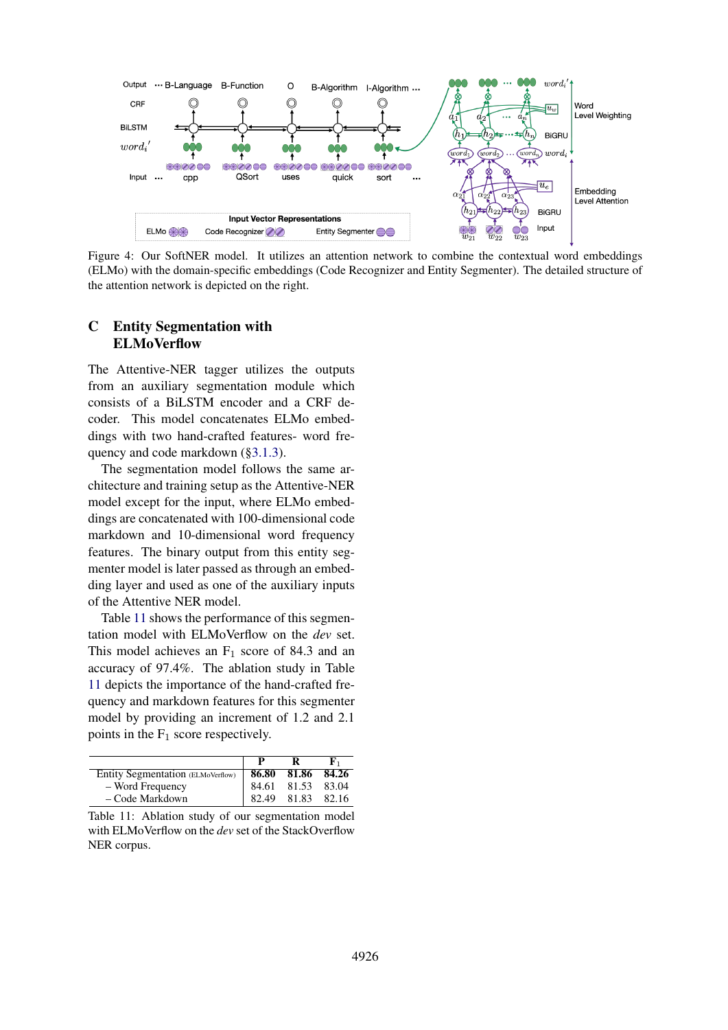Output ··· B-Language B-Function O B-Algorithm I-Algorithm ···

CRF

BiLSTM

$word_i'$

Input ··· cpp QSort uses quick sort ···

Input Vector Representations

ELMo Code Recognizer Entity Segmenter

$word_i'$

Word Level Weighting

$u_w$

$\alpha_1$ $\alpha_2$ ··· $\alpha_n$

$h_1$ $h_2$ ··· $h_n$ BiGRU

$word_1$ $word_2$ ··· $word_n$ $word_i$

$u_e$

$\alpha_{21}$ $\alpha_{22}$ $\alpha_{23}$

Embedding Level Attention

$h_{21}$ $h_{22}$ $h_{23}$ BiGRU

$w_{21}$ $w_{22}$ $w_{23}$ Input

Figure 4: Our SoftNER model. It utilizes an attention network to combine the contextual word embeddings (ELMo) with the domain-specific embeddings (Code Recognizer and Entity Segmenter). The detailed structure of the attention network is depicted on the right.

## C Entity Segmentation with ELMoVerflow

The Attentive-NER tagger utilizes the outputs from an auxiliary segmentation module which consists of a BiLSTM encoder and a CRF decoder. This model concatenates ELMo embeddings with two hand-crafted features- word frequency and code markdown (§3.1.3).

The segmentation model follows the same architecture and training setup as the Attentive-NER model except for the input, where ELMo embeddings are concatenated with 100-dimensional code markdown and 10-dimensional word frequency features. The binary output from this entity segmenter model is later passed as through an embedding layer and used as one of the auxiliary inputs of the Attentive NER model.

Table 11 shows the performance of this segmentation model with ELMoVerflow on the *dev* set. This model achieves an $F_1$ score of 84.3 and an accuracy of 97.4%. The ablation study in Table 11 depicts the importance of the hand-crafted frequency and markdown features for this segmenter model by providing an increment of 1.2 and 2.1 points in the $F_1$ score respectively.

| | P | R | $F_1$ |
|---|---|---|---|
| Entity Segmentation (ELMoVerflow) | **86.80** | **81.86** | **84.26** |
| – Word Frequency | 84.61 | 81.53 | 83.04 |
| – Code Markdown | 82.49 | 81.83 | 82.16 |

Table 11: Ablation study of our segmentation model with ELMoVerflow on the *dev* set of the StackOverflow NER corpus.